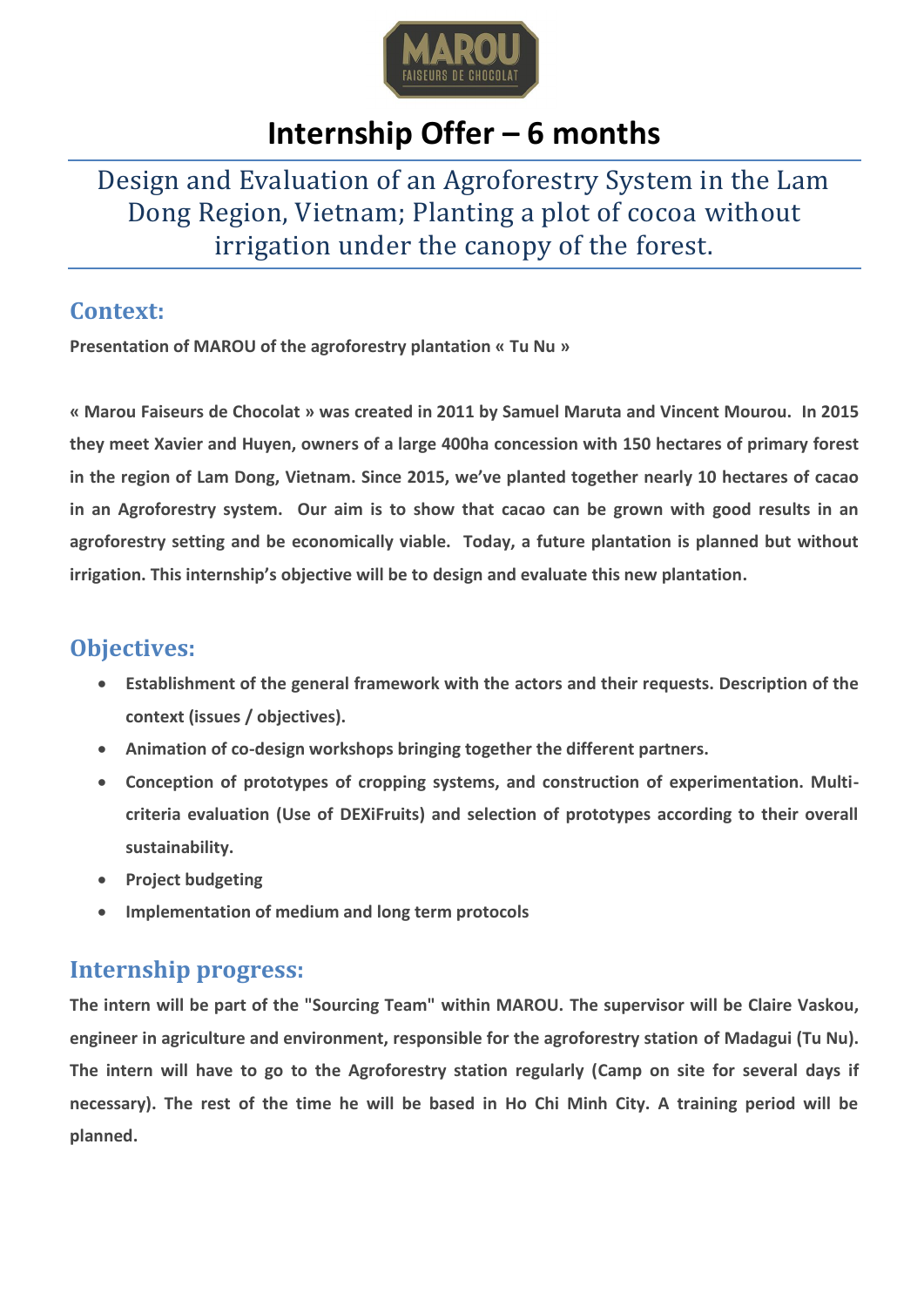# Internship Offer – 6 months

## Design and Evaluation of an Agroforestry System in the Lam Dong Region, Vietnam; Planting a plot of cocoa without irrigation under the canopy of the forest.

## Context:

**Presentation of MAROU of the agroforestry plantation « Tu Nu »**

**« Marou Faiseurs de Chocolat » was created in 2011 by Samuel Maruta and Vincent Mourou. In 2015 they meet Xavier and Huyen, owners of a large 400ha concession with 150 hectares of primary forest in the region of Lam Dong, Vietnam. Since 2015, we've planted together nearly 10 hectares of cacao in an Agroforestry system. Our aim is to show that cacao can be grown with good results in an agroforestry setting and be economically viable. Today, a future plantation is planned but without irrigation. This internship's objective will be to design and evaluate this new plantation.**

## Objectives:

- **Establishment of the general framework with the actors and their requests. Description of the context (issues / objectives).**
- **Animation of co-design workshops bringing together the different partners.**
- **Conception of prototypes of cropping systems, and construction of experimentation. Multi-criteria evaluation (Use of DEXiFruits) and selection of prototypes according to their overall sustainability.**
- **Project budgeting**
- **Implementation of medium and long term protocols**

## Internship progress:

**The intern will be part of the "Sourcing Team" within MAROU. The supervisor will be Claire Vaskou, engineer in agriculture and environment, responsible for the agroforestry station of Madagui (Tu Nu). The intern will have to go to the Agroforestry station regularly (Camp on site for several days if necessary). The rest of the time he will be based in Ho Chi Minh City. A training period will be planned.**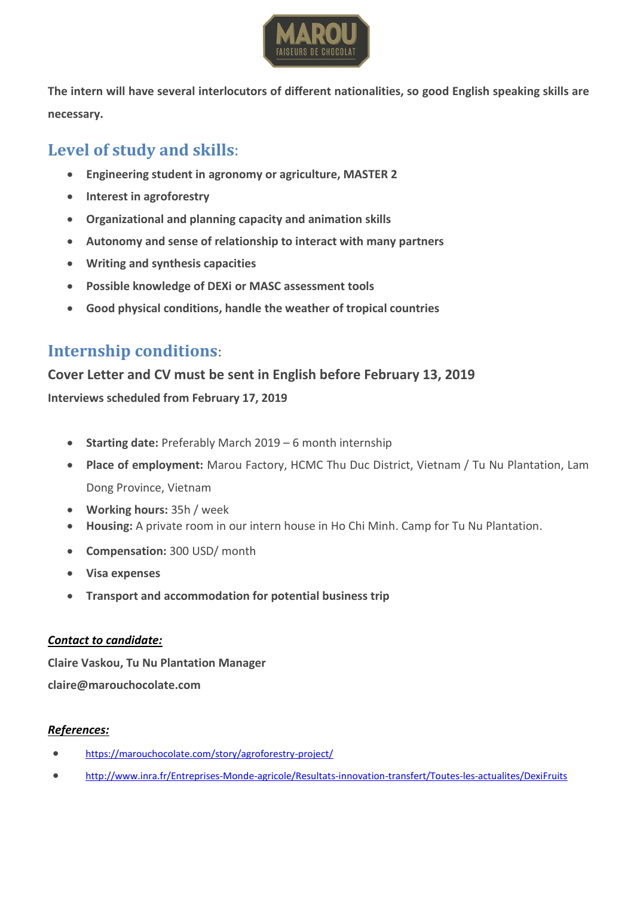**The intern will have several interlocutors of different nationalities, so good English speaking skills are necessary.**

## Level of study and skills:

- **Engineering student in agronomy or agriculture, MASTER 2**
- **Interest in agroforestry**
- **Organizational and planning capacity and animation skills**
- **Autonomy and sense of relationship to interact with many partners**
- **Writing and synthesis capacities**
- **Possible knowledge of DEXi or MASC assessment tools**
- **Good physical conditions, handle the weather of tropical countries**

## Internship conditions:

### Cover Letter and CV must be sent in English before February 13, 2019

**Interviews scheduled from February 17, 2019**

- **Starting date:** Preferably March 2019 – 6 month internship
- **Place of employment:** Marou Factory, HCMC Thu Duc District, Vietnam / Tu Nu Plantation, Lam Dong Province, Vietnam
- **Working hours:** 35h / week
- **Housing:** A private room in our intern house in Ho Chi Minh. Camp for Tu Nu Plantation.
- **Compensation:** 300 USD/ month
- **Visa expenses**
- **Transport and accommodation for potential business trip**

***Contact to candidate:***

**Claire Vaskou, Tu Nu Plantation Manager**

**claire@marouchocolate.com**

***References:***

- https://marouchocolate.com/story/agroforestry-project/
- http://www.inra.fr/Entreprises-Monde-agricole/Resultats-innovation-transfert/Toutes-les-actualites/DexiFruits